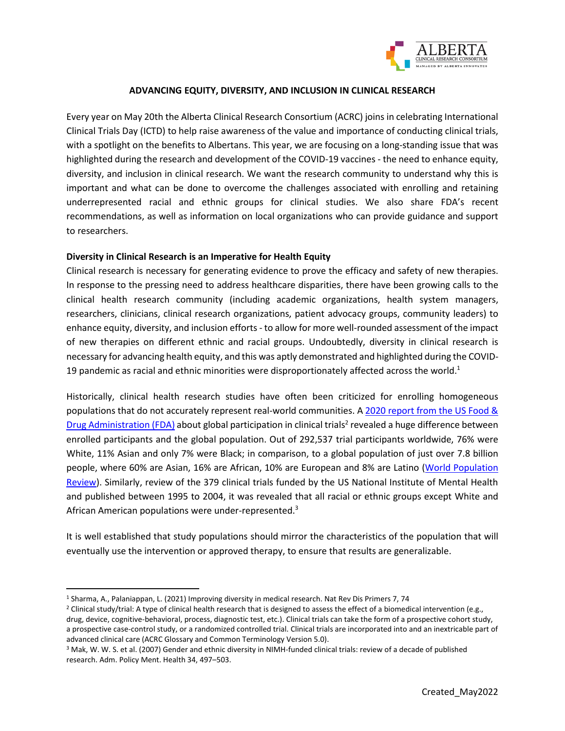# ADVANCING EQUITY, DIVERSITY, AND INCLUSION IN CLINICAL RESEARCH

Every year on May 20th the Alberta Clinical Research Consortium (ACRC) joins in celebrating International Clinical Trials Day (ICTD) to help raise awareness of the value and importance of conducting clinical trials, with a spotlight on the benefits to Albertans. This year, we are focusing on a long-standing issue that was highlighted during the research and development of the COVID-19 vaccines - the need to enhance equity, diversity, and inclusion in clinical research. We want the research community to understand why this is important and what can be done to overcome the challenges associated with enrolling and retaining underrepresented racial and ethnic groups for clinical studies. We also share FDA's recent recommendations, as well as information on local organizations who can provide guidance and support to researchers.

**Diversity in Clinical Research is an Imperative for Health Equity**

Clinical research is necessary for generating evidence to prove the efficacy and safety of new therapies. In response to the pressing need to address healthcare disparities, there have been growing calls to the clinical health research community (including academic organizations, health system managers, researchers, clinicians, clinical research organizations, patient advocacy groups, community leaders) to enhance equity, diversity, and inclusion efforts - to allow for more well-rounded assessment of the impact of new therapies on different ethnic and racial groups. Undoubtedly, diversity in clinical research is necessary for advancing health equity, and this was aptly demonstrated and highlighted during the COVID-19 pandemic as racial and ethnic minorities were disproportionately affected across the world.[1]

Historically, clinical health research studies have often been criticized for enrolling homogeneous populations that do not accurately represent real-world communities. A [2020 report from the US Food & Drug Administration (FDA)]() about global participation in clinical trials[2] revealed a huge difference between enrolled participants and the global population. Out of 292,537 trial participants worldwide, 76% were White, 11% Asian and only 7% were Black; in comparison, to a global population of just over 7.8 billion people, where 60% are Asian, 16% are African, 10% are European and 8% are Latino ([World Population Review]()). Similarly, review of the 379 clinical trials funded by the US National Institute of Mental Health and published between 1995 to 2004, it was revealed that all racial or ethnic groups except White and African American populations were under-represented.[3]

It is well established that study populations should mirror the characteristics of the population that will eventually use the intervention or approved therapy, to ensure that results are generalizable.

---

[1] Sharma, A., Palaniappan, L. (2021) Improving diversity in medical research. Nat Rev Dis Primers 7, 74

[2] Clinical study/trial: A type of clinical health research that is designed to assess the effect of a biomedical intervention (e.g., drug, device, cognitive-behavioral, process, diagnostic test, etc.). Clinical trials can take the form of a prospective cohort study, a prospective case-control study, or a randomized controlled trial. Clinical trials are incorporated into and an inextricable part of advanced clinical care (ACRC Glossary and Common Terminology Version 5.0).

[3] Mak, W. W. S. et al. (2007) Gender and ethnic diversity in NIMH-funded clinical trials: review of a decade of published research. Adm. Policy Ment. Health 34, 497–503.

Created_May2022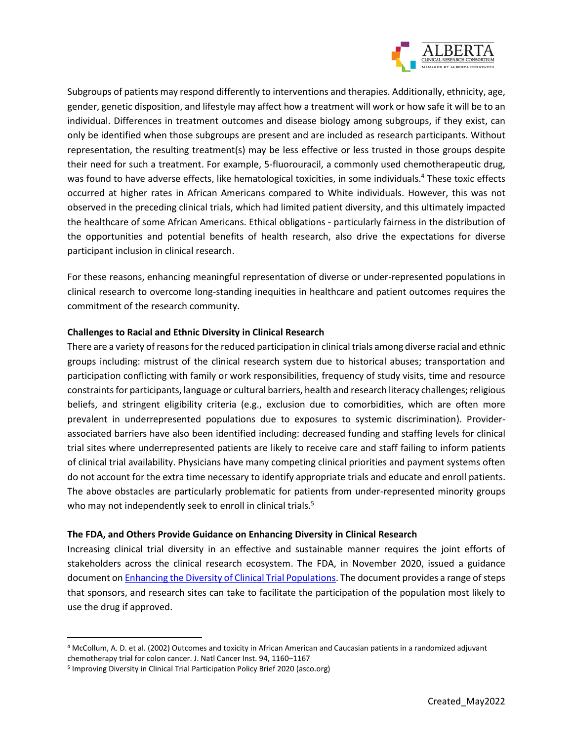Subgroups of patients may respond differently to interventions and therapies. Additionally, ethnicity, age, gender, genetic disposition, and lifestyle may affect how a treatment will work or how safe it will be to an individual. Differences in treatment outcomes and disease biology among subgroups, if they exist, can only be identified when those subgroups are present and are included as research participants. Without representation, the resulting treatment(s) may be less effective or less trusted in those groups despite their need for such a treatment. For example, 5-fluorouracil, a commonly used chemotherapeutic drug, was found to have adverse effects, like hematological toxicities, in some individuals.[4] These toxic effects occurred at higher rates in African Americans compared to White individuals. However, this was not observed in the preceding clinical trials, which had limited patient diversity, and this ultimately impacted the healthcare of some African Americans. Ethical obligations - particularly fairness in the distribution of the opportunities and potential benefits of health research, also drive the expectations for diverse participant inclusion in clinical research.

For these reasons, enhancing meaningful representation of diverse or under-represented populations in clinical research to overcome long-standing inequities in healthcare and patient outcomes requires the commitment of the research community.

**Challenges to Racial and Ethnic Diversity in Clinical Research**

There are a variety of reasons for the reduced participation in clinical trials among diverse racial and ethnic groups including: mistrust of the clinical research system due to historical abuses; transportation and participation conflicting with family or work responsibilities, frequency of study visits, time and resource constraints for participants, language or cultural barriers, health and research literacy challenges; religious beliefs, and stringent eligibility criteria (e.g., exclusion due to comorbidities, which are often more prevalent in underrepresented populations due to exposures to systemic discrimination). Provider-associated barriers have also been identified including: decreased funding and staffing levels for clinical trial sites where underrepresented patients are likely to receive care and staff failing to inform patients of clinical trial availability. Physicians have many competing clinical priorities and payment systems often do not account for the extra time necessary to identify appropriate trials and educate and enroll patients. The above obstacles are particularly problematic for patients from under-represented minority groups who may not independently seek to enroll in clinical trials.[5]

**The FDA, and Others Provide Guidance on Enhancing Diversity in Clinical Research**

Increasing clinical trial diversity in an effective and sustainable manner requires the joint efforts of stakeholders across the clinical research ecosystem. The FDA, in November 2020, issued a guidance document on Enhancing the Diversity of Clinical Trial Populations. The document provides a range of steps that sponsors, and research sites can take to facilitate the participation of the population most likely to use the drug if approved.

---

[4] McCollum, A. D. et al. (2002) Outcomes and toxicity in African American and Caucasian patients in a randomized adjuvant chemotherapy trial for colon cancer. J. Natl Cancer Inst. 94, 1160–1167

[5] Improving Diversity in Clinical Trial Participation Policy Brief 2020 (asco.org)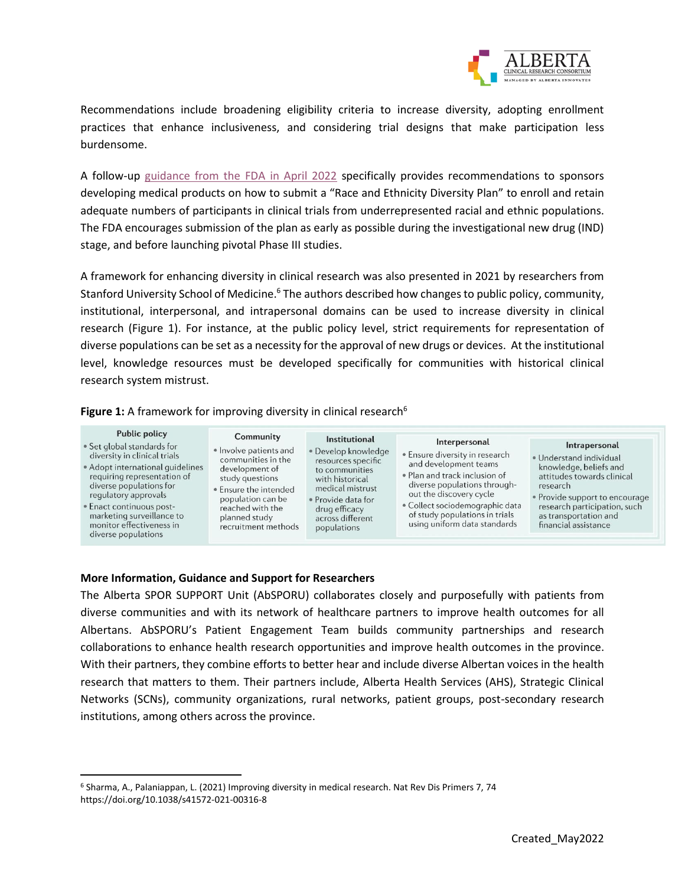Recommendations include broadening eligibility criteria to increase diversity, adopting enrollment practices that enhance inclusiveness, and considering trial designs that make participation less burdensome.

A follow-up guidance from the FDA in April 2022 specifically provides recommendations to sponsors developing medical products on how to submit a "Race and Ethnicity Diversity Plan" to enroll and retain adequate numbers of participants in clinical trials from underrepresented racial and ethnic populations. The FDA encourages submission of the plan as early as possible during the investigational new drug (IND) stage, and before launching pivotal Phase III studies.

A framework for enhancing diversity in clinical research was also presented in 2021 by researchers from Stanford University School of Medicine.[6] The authors described how changes to public policy, community, institutional, interpersonal, and intrapersonal domains can be used to increase diversity in clinical research (Figure 1). For instance, at the public policy level, strict requirements for representation of diverse populations can be set as a necessity for the approval of new drugs or devices. At the institutional level, knowledge resources must be developed specifically for communities with historical clinical research system mistrust.

**Figure 1:** A framework for improving diversity in clinical research[6]

| Public policy | Community | Institutional | Interpersonal | Intrapersonal |
|---|---|---|---|---|
| • Set global standards for diversity in clinical trials<br>• Adopt international guidelines requiring representation of diverse populations for regulatory approvals<br>• Enact continuous post-marketing surveillance to monitor effectiveness in diverse populations | • Involve patients and communities in the development of study questions<br>• Ensure the intended population can be reached with the planned study recruitment methods | • Develop knowledge resources specific to communities with historical medical mistrust<br>• Provide data for drug efficacy across different populations | • Ensure diversity in research and development teams<br>• Plan and track inclusion of diverse populations through-out the discovery cycle<br>• Collect sociodemographic data of study populations in trials using uniform data standards | • Understand individual knowledge, beliefs and attitudes towards clinical research<br>• Provide support to encourage research participation, such as transportation and financial assistance |

**More Information, Guidance and Support for Researchers**

The Alberta SPOR SUPPORT Unit (AbSPORU) collaborates closely and purposefully with patients from diverse communities and with its network of healthcare partners to improve health outcomes for all Albertans. AbSPORU's Patient Engagement Team builds community partnerships and research collaborations to enhance health research opportunities and improve health outcomes in the province. With their partners, they combine efforts to better hear and include diverse Albertan voices in the health research that matters to them. Their partners include, Alberta Health Services (AHS), Strategic Clinical Networks (SCNs), community organizations, rural networks, patient groups, post-secondary research institutions, among others across the province.

---

[6] Sharma, A., Palaniappan, L. (2021) Improving diversity in medical research. Nat Rev Dis Primers 7, 74 https://doi.org/10.1038/s41572-021-00316-8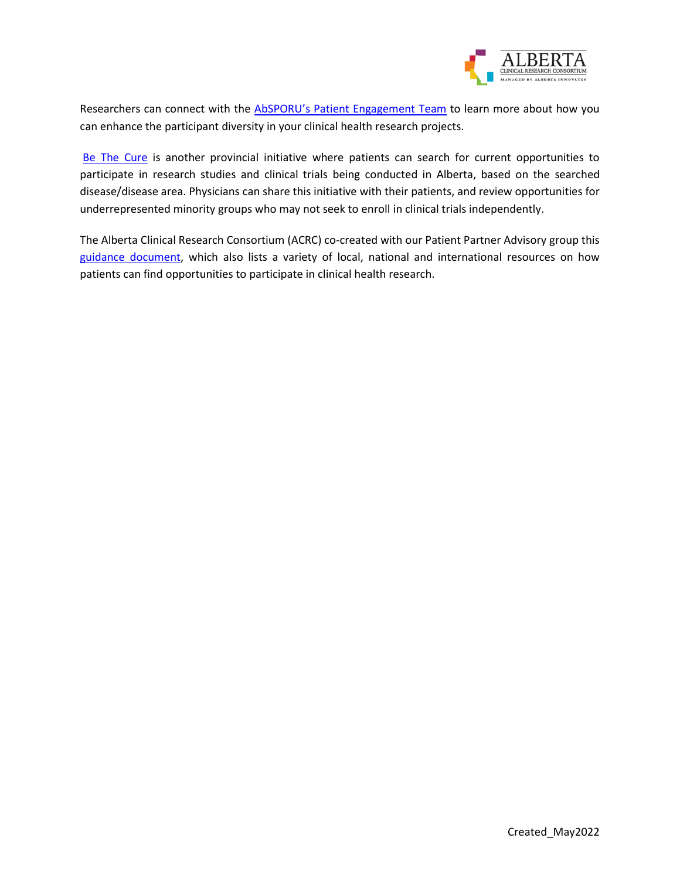Researchers can connect with the AbSPORU's Patient Engagement Team to learn more about how you can enhance the participant diversity in your clinical health research projects.

Be The Cure is another provincial initiative where patients can search for current opportunities to participate in research studies and clinical trials being conducted in Alberta, based on the searched disease/disease area. Physicians can share this initiative with their patients, and review opportunities for underrepresented minority groups who may not seek to enroll in clinical trials independently.

The Alberta Clinical Research Consortium (ACRC) co-created with our Patient Partner Advisory group this guidance document, which also lists a variety of local, national and international resources on how patients can find opportunities to participate in clinical health research.

Created_May2022